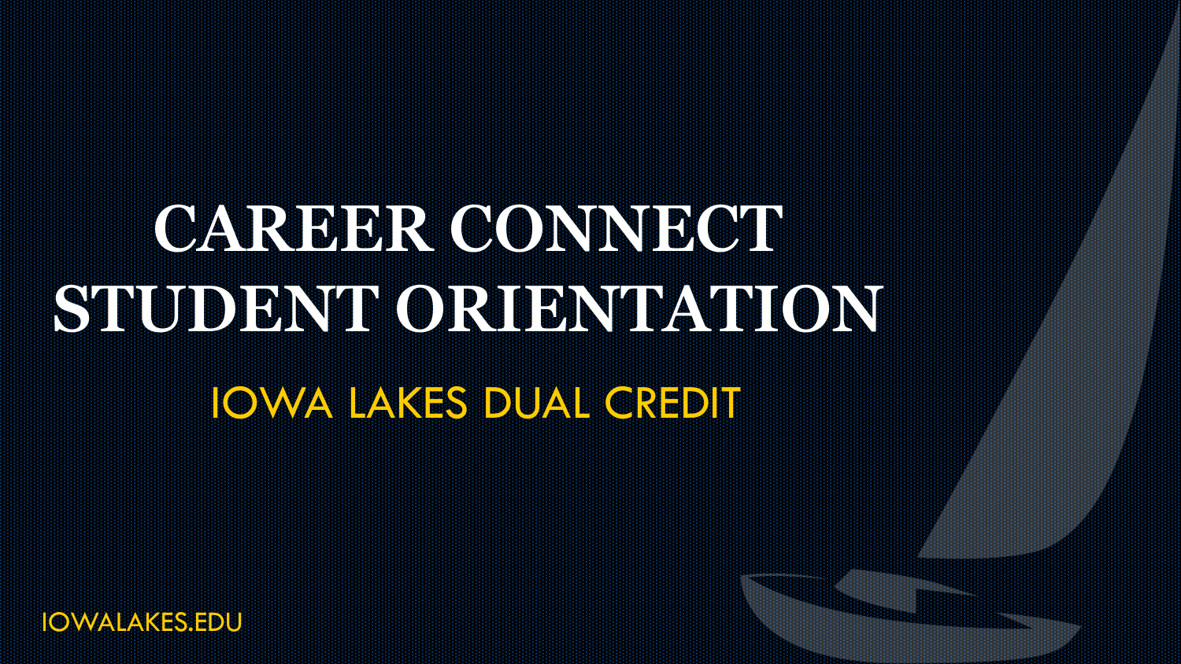# CAREER CONNECT STUDENT ORIENTATION

## IOWA LAKES DUAL CREDIT

IOWALAKES.EDU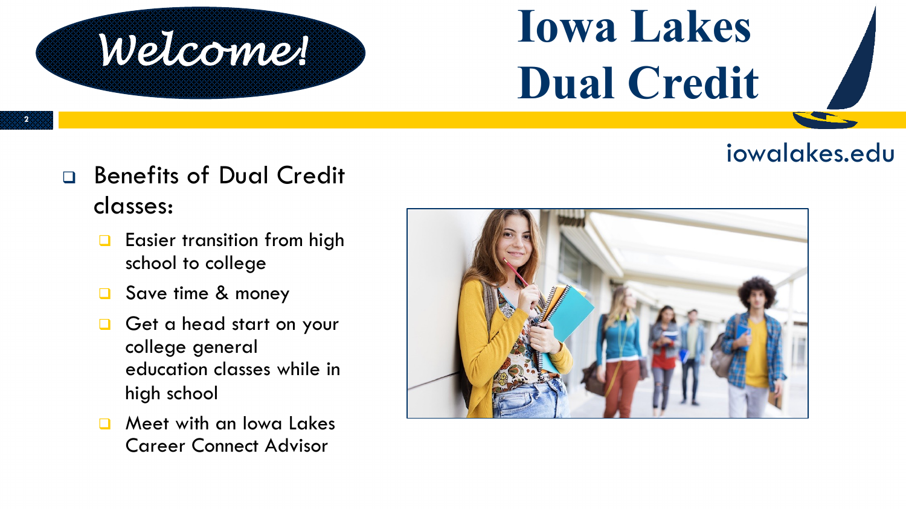# Welcome!

# Iowa Lakes Dual Credit

iowalakes.edu

- Benefits of Dual Credit classes:
  - Easier transition from high school to college
  - Save time & money
  - Get a head start on your college general education classes while in high school
  - Meet with an Iowa Lakes Career Connect Advisor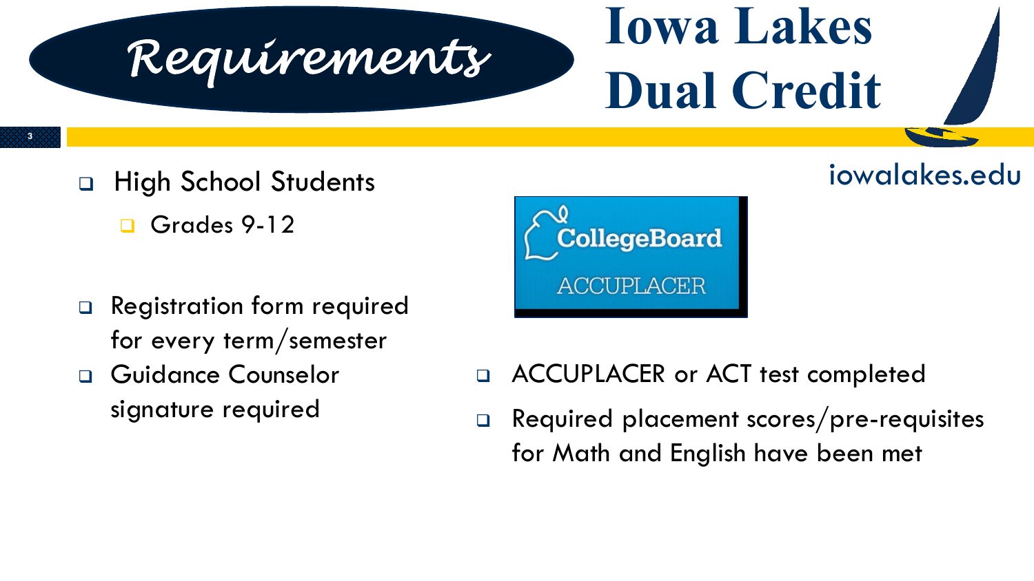# Requirements

# Iowa Lakes Dual Credit

iowalakes.edu

- High School Students
  - Grades 9-12
- Registration form required for every term/semester
- Guidance Counselor signature required

CollegeBoard ACCUPLACER

- ACCUPLACER or ACT test completed
- Required placement scores/pre-requisites for Math and English have been met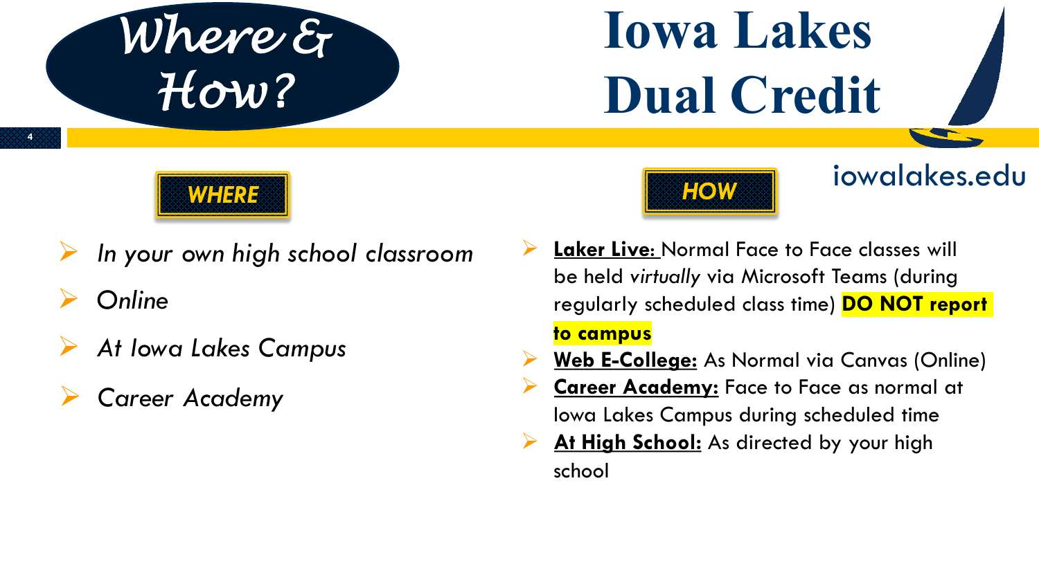# Where & How?

# Iowa Lakes Dual Credit

iowalakes.edu

## WHERE

- *In your own high school classroom*
- *Online*
- *At Iowa Lakes Campus*
- *Career Academy*

## HOW

- **Laker Live:** Normal Face to Face classes will be held *virtually* via Microsoft Teams (during regularly scheduled class time) **DO NOT report to campus**
- **Web E-College:** As Normal via Canvas (Online)
- **Career Academy:** Face to Face as normal at Iowa Lakes Campus during scheduled time
- **At High School:** As directed by your high school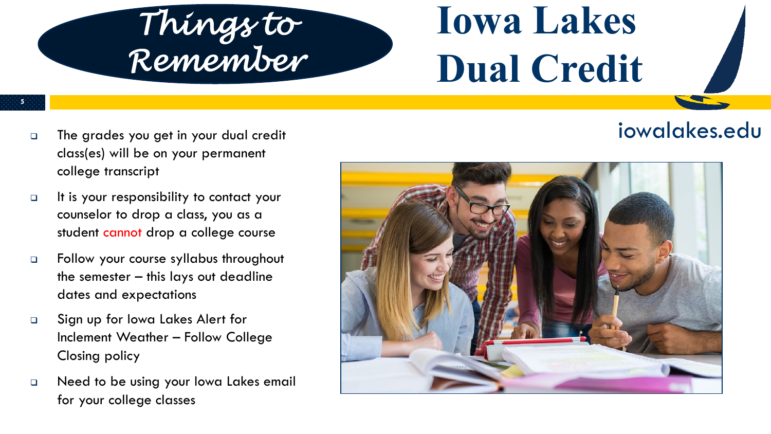# Things to Remember

# Iowa Lakes Dual Credit

iowalakes.edu

- The grades you get in your dual credit class(es) will be on your permanent college transcript
- It is your responsibility to contact your counselor to drop a class, you as a student cannot drop a college course
- Follow your course syllabus throughout the semester – this lays out deadline dates and expectations
- Sign up for Iowa Lakes Alert for Inclement Weather – Follow College Closing policy
- Need to be using your Iowa Lakes email for your college classes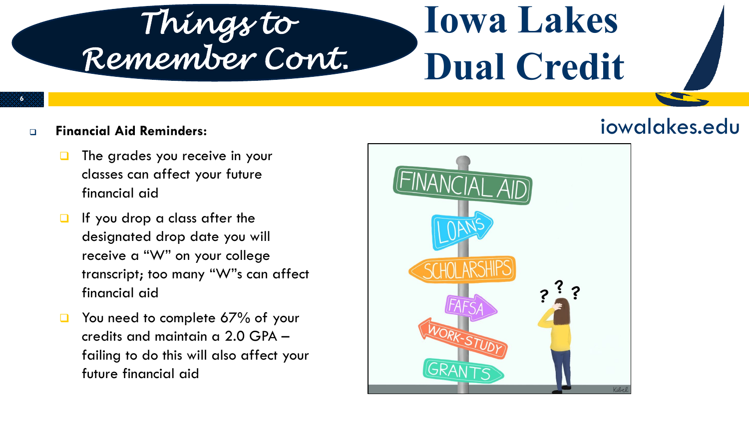# Things to Remember Cont.

# Iowa Lakes Dual Credit

iowalakes.edu

- **Financial Aid Reminders:**
  - The grades you receive in your classes can affect your future financial aid
  - If you drop a class after the designated drop date you will receive a "W" on your college transcript; too many "W"s can affect financial aid
  - You need to complete 67% of your credits and maintain a 2.0 GPA – failing to do this will also affect your future financial aid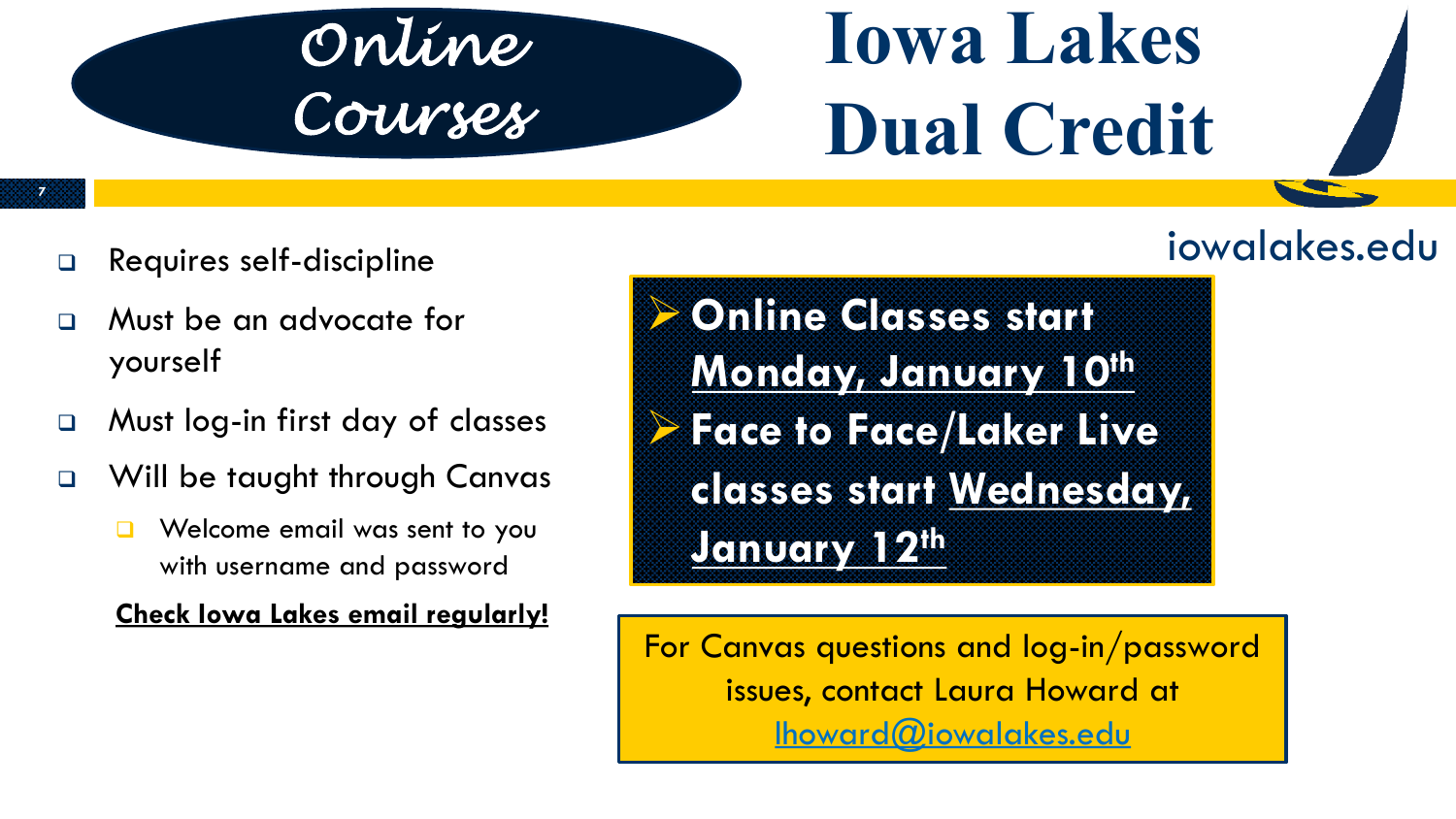# Online Courses

# Iowa Lakes Dual Credit

iowalakes.edu

- Requires self-discipline
- Must be an advocate for yourself
- Must log-in first day of classes
- Will be taught through Canvas
  - Welcome email was sent to you with username and password

**Check Iowa Lakes email regularly!**

- **Online Classes start Monday, January 10th**
- **Face to Face/Laker Live classes start Wednesday, January 12th**

For Canvas questions and log-in/password issues, contact Laura Howard at lhoward@iowalakes.edu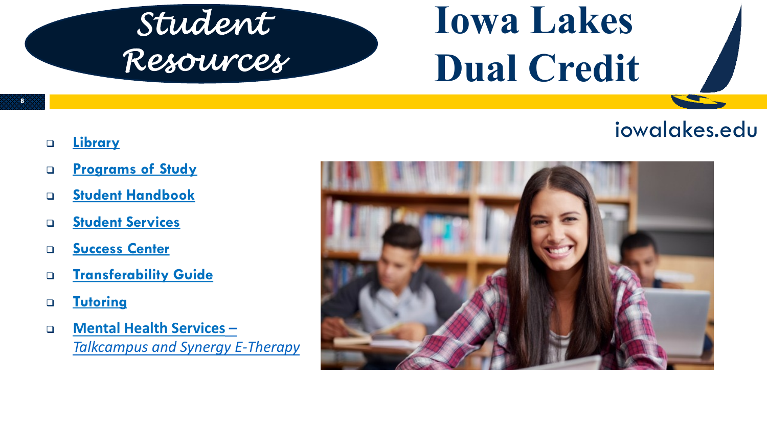# Student Resources

# Iowa Lakes Dual Credit

iowalakes.edu

- Library
- Programs of Study
- Student Handbook
- Student Services
- Success Center
- Transferability Guide
- Tutoring
- Mental Health Services – *Talkcampus and Synergy E-Therapy*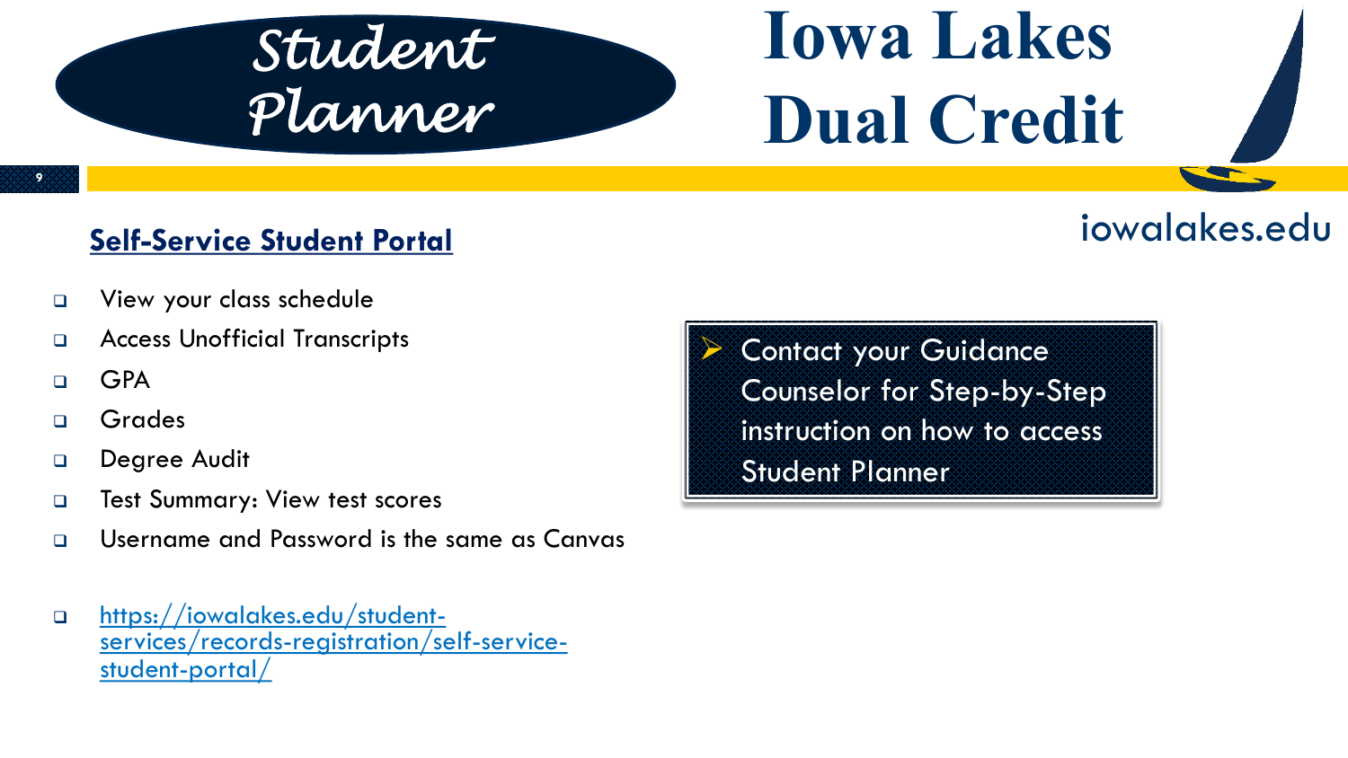# Student Planner

# Iowa Lakes Dual Credit

iowalakes.edu

## Self-Service Student Portal

- View your class schedule
- Access Unofficial Transcripts
- GPA
- Grades
- Degree Audit
- Test Summary: View test scores
- Username and Password is the same as Canvas
- https://iowalakes.edu/student-services/records-registration/self-service-student-portal/

> Contact your Guidance Counselor for Step-by-Step instruction on how to access Student Planner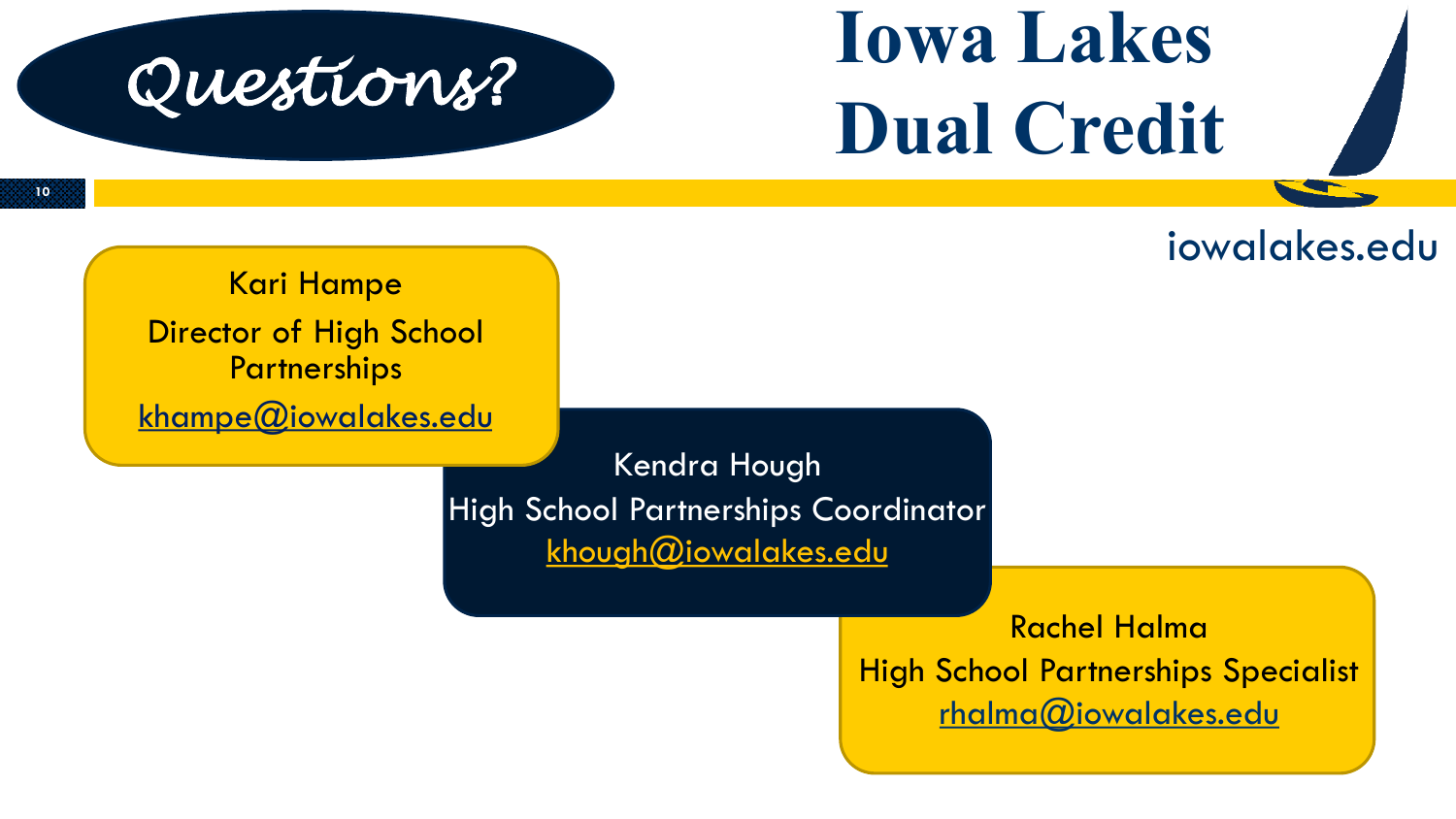# Questions?

# Iowa Lakes Dual Credit

iowalakes.edu

Kari Hampe
Director of High School Partnerships
khampe@iowalakes.edu

Kendra Hough
High School Partnerships Coordinator
khough@iowalakes.edu

Rachel Halma
High School Partnerships Specialist
rhalma@iowalakes.edu